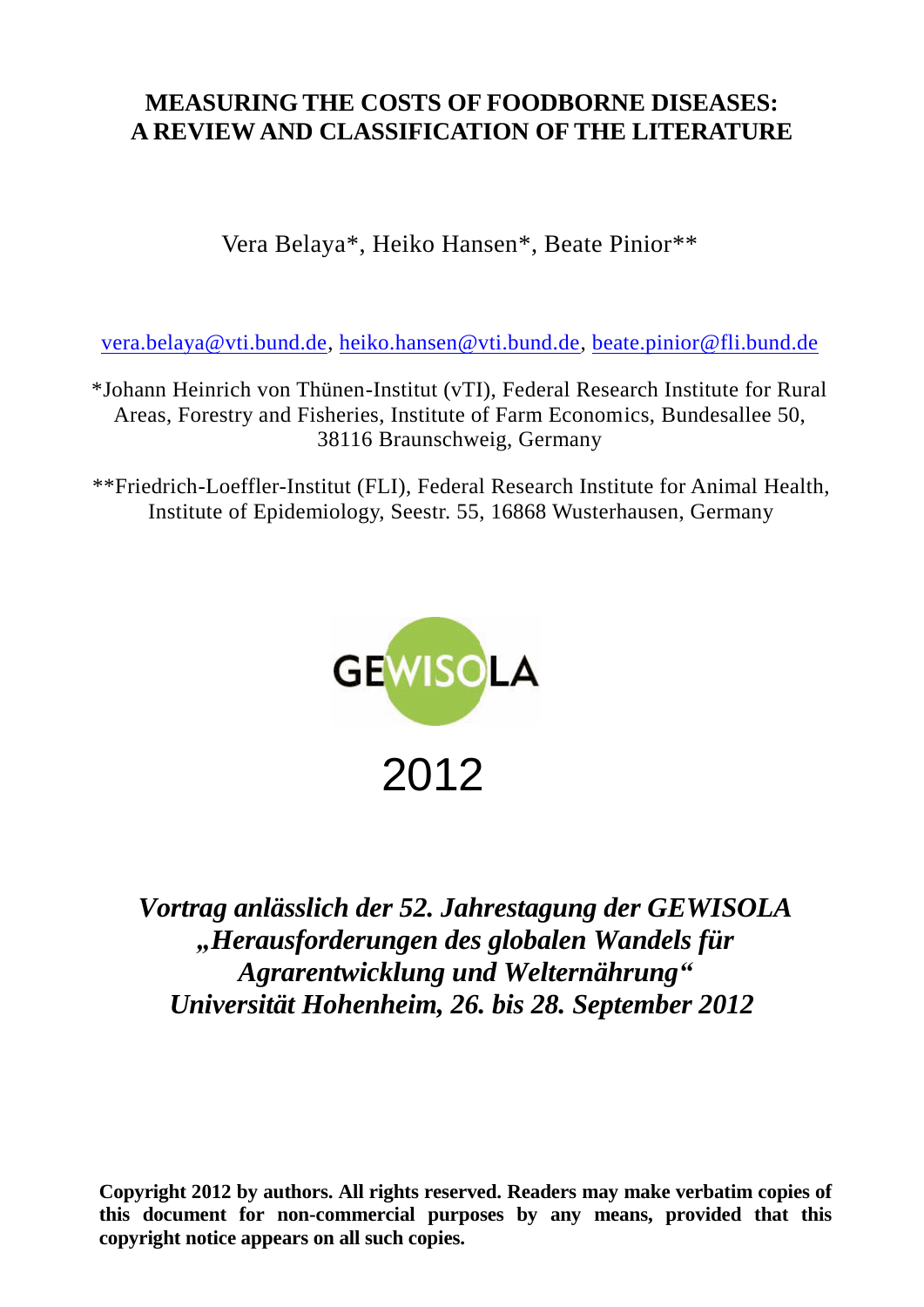# MEASURING THE COSTS OF FOODBORNE DISEASES: A REVIEW AND CLASSIFICATION OF THE LITERATURE

Vera Belaya*, Heiko Hansen*, Beate Pinior**

vera.belaya@vti.bund.de, heiko.hansen@vti.bund.de, beate.pinior@fli.bund.de

*Johann Heinrich von Thünen-Institut (vTI), Federal Research Institute for Rural Areas, Forestry and Fisheries, Institute of Farm Economics, Bundesallee 50, 38116 Braunschweig, Germany

**Friedrich-Loeffler-Institut (FLI), Federal Research Institute for Animal Health, Institute of Epidemiology, Seestr. 55, 16868 Wusterhausen, Germany

GEWISOLA

2012

*Vortrag anlässlich der 52. Jahrestagung der GEWISOLA „Herausforderungen des globalen Wandels für Agrarentwicklung und Welternährung“ Universität Hohenheim, 26. bis 28. September 2012*

**Copyright 2012 by authors. All rights reserved. Readers may make verbatim copies of this document for non-commercial purposes by any means, provided that this copyright notice appears on all such copies.**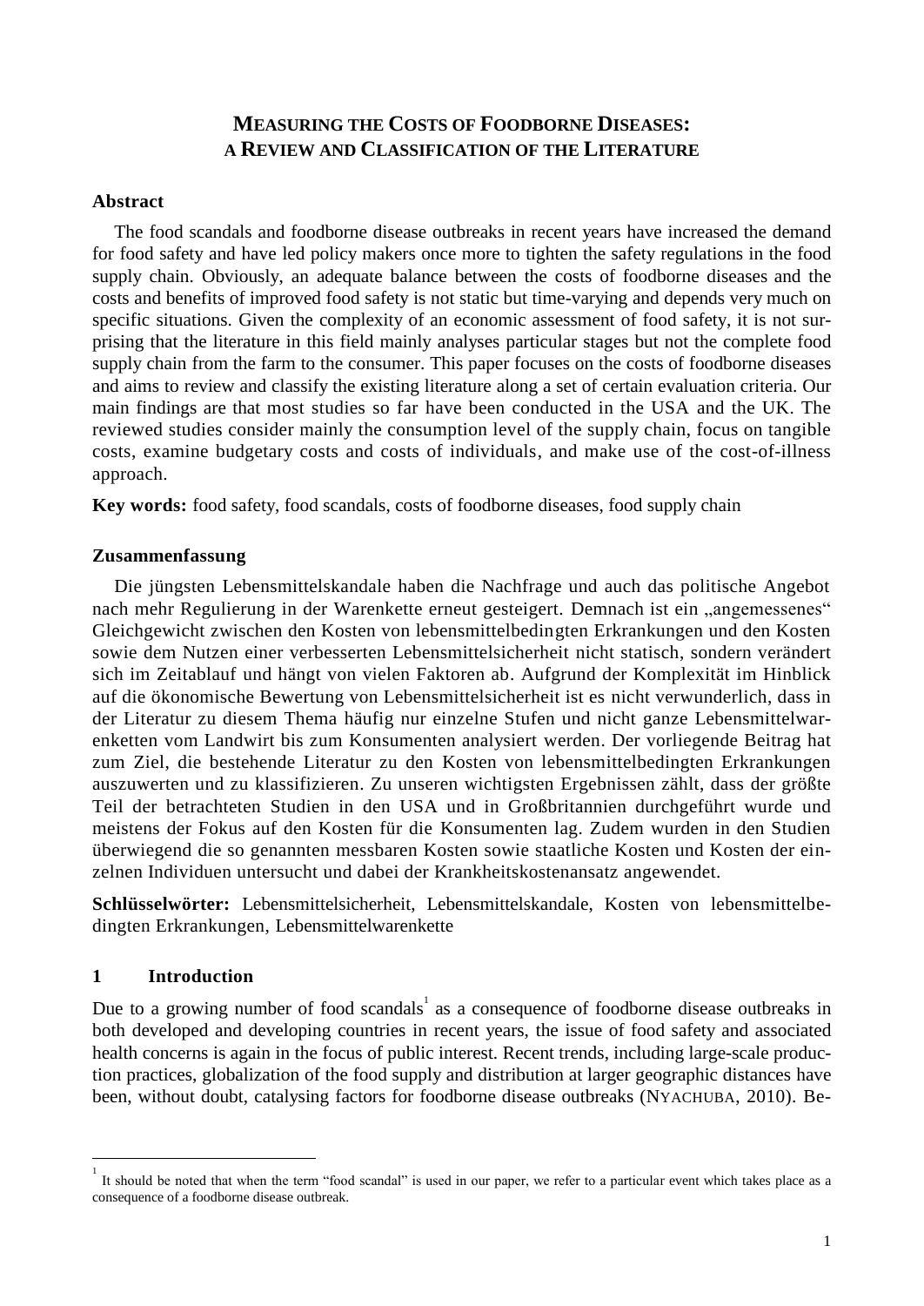# MEASURING THE COSTS OF FOODBORNE DISEASES: A REVIEW AND CLASSIFICATION OF THE LITERATURE

## Abstract

The food scandals and foodborne disease outbreaks in recent years have increased the demand for food safety and have led policy makers once more to tighten the safety regulations in the food supply chain. Obviously, an adequate balance between the costs of foodborne diseases and the costs and benefits of improved food safety is not static but time-varying and depends very much on specific situations. Given the complexity of an economic assessment of food safety, it is not surprising that the literature in this field mainly analyses particular stages but not the complete food supply chain from the farm to the consumer. This paper focuses on the costs of foodborne diseases and aims to review and classify the existing literature along a set of certain evaluation criteria. Our main findings are that most studies so far have been conducted in the USA and the UK. The reviewed studies consider mainly the consumption level of the supply chain, focus on tangible costs, examine budgetary costs and costs of individuals, and make use of the cost-of-illness approach.

**Key words:** food safety, food scandals, costs of foodborne diseases, food supply chain

## Zusammenfassung

Die jüngsten Lebensmittelskandale haben die Nachfrage und auch das politische Angebot nach mehr Regulierung in der Warenkette erneut gesteigert. Demnach ist ein „angemessenes" Gleichgewicht zwischen den Kosten von lebensmittelbedingten Erkrankungen und den Kosten sowie dem Nutzen einer verbesserten Lebensmittelsicherheit nicht statisch, sondern verändert sich im Zeitablauf und hängt von vielen Faktoren ab. Aufgrund der Komplexität im Hinblick auf die ökonomische Bewertung von Lebensmittelsicherheit ist es nicht verwunderlich, dass in der Literatur zu diesem Thema häufig nur einzelne Stufen und nicht ganze Lebensmittelwarenketten vom Landwirt bis zum Konsumenten analysiert werden. Der vorliegende Beitrag hat zum Ziel, die bestehende Literatur zu den Kosten von lebensmittelbedingten Erkrankungen auszuwerten und zu klassifizieren. Zu unseren wichtigsten Ergebnissen zählt, dass der größte Teil der betrachteten Studien in den USA und in Großbritannien durchgeführt wurde und meistens der Fokus auf den Kosten für die Konsumenten lag. Zudem wurden in den Studien überwiegend die so genannten messbaren Kosten sowie staatliche Kosten und Kosten der einzelnen Individuen untersucht und dabei der Krankheitskostenansatz angewendet.

**Schlüsselwörter:** Lebensmittelsicherheit, Lebensmittelskandale, Kosten von lebensmittelbedingten Erkrankungen, Lebensmittelwarenkette

## 1 Introduction

Due to a growing number of food scandals[1] as a consequence of foodborne disease outbreaks in both developed and developing countries in recent years, the issue of food safety and associated health concerns is again in the focus of public interest. Recent trends, including large-scale production practices, globalization of the food supply and distribution at larger geographic distances have been, without doubt, catalysing factors for foodborne disease outbreaks (NYACHUBA, 2010). Be-

[1] It should be noted that when the term "food scandal" is used in our paper, we refer to a particular event which takes place as a consequence of a foodborne disease outbreak.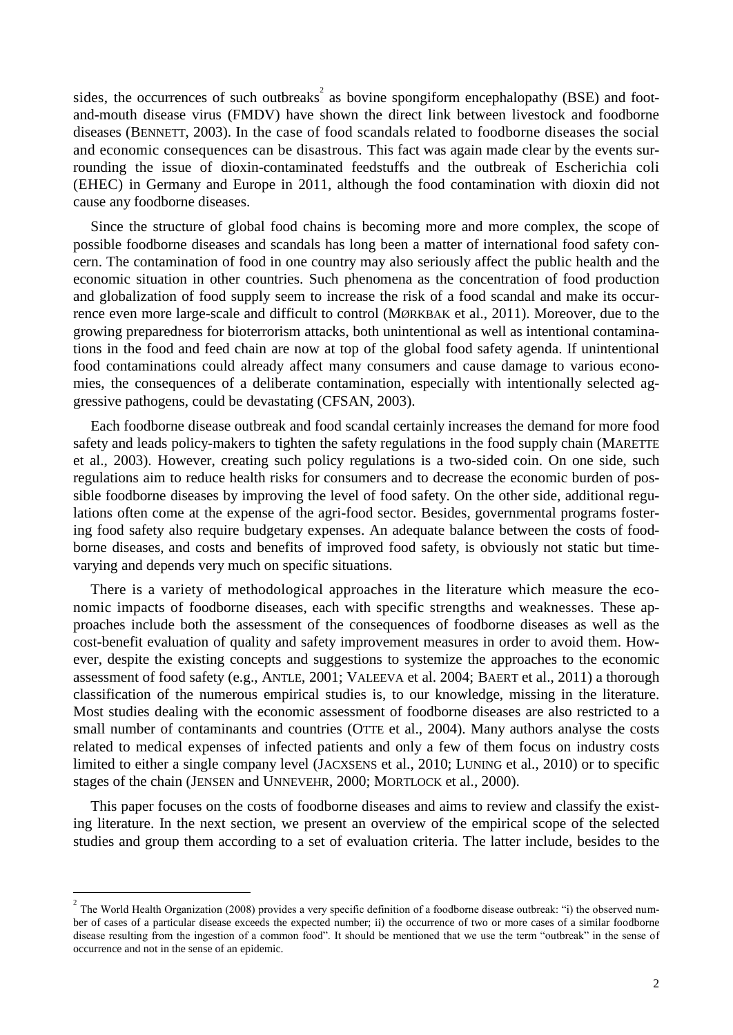sides, the occurrences of such outbreaks[2] as bovine spongiform encephalopathy (BSE) and foot-and-mouth disease virus (FMDV) have shown the direct link between livestock and foodborne diseases (BENNETT, 2003). In the case of food scandals related to foodborne diseases the social and economic consequences can be disastrous. This fact was again made clear by the events surrounding the issue of dioxin-contaminated feedstuffs and the outbreak of Escherichia coli (EHEC) in Germany and Europe in 2011, although the food contamination with dioxin did not cause any foodborne diseases.

Since the structure of global food chains is becoming more and more complex, the scope of possible foodborne diseases and scandals has long been a matter of international food safety concern. The contamination of food in one country may also seriously affect the public health and the economic situation in other countries. Such phenomena as the concentration of food production and globalization of food supply seem to increase the risk of a food scandal and make its occurrence even more large-scale and difficult to control (MØRKBAK et al., 2011). Moreover, due to the growing preparedness for bioterrorism attacks, both unintentional as well as intentional contaminations in the food and feed chain are now at top of the global food safety agenda. If unintentional food contaminations could already affect many consumers and cause damage to various economies, the consequences of a deliberate contamination, especially with intentionally selected aggressive pathogens, could be devastating (CFSAN, 2003).

Each foodborne disease outbreak and food scandal certainly increases the demand for more food safety and leads policy-makers to tighten the safety regulations in the food supply chain (MARETTE et al., 2003). However, creating such policy regulations is a two-sided coin. On one side, such regulations aim to reduce health risks for consumers and to decrease the economic burden of possible foodborne diseases by improving the level of food safety. On the other side, additional regulations often come at the expense of the agri-food sector. Besides, governmental programs fostering food safety also require budgetary expenses. An adequate balance between the costs of foodborne diseases, and costs and benefits of improved food safety, is obviously not static but time-varying and depends very much on specific situations.

There is a variety of methodological approaches in the literature which measure the economic impacts of foodborne diseases, each with specific strengths and weaknesses. These approaches include both the assessment of the consequences of foodborne diseases as well as the cost-benefit evaluation of quality and safety improvement measures in order to avoid them. However, despite the existing concepts and suggestions to systemize the approaches to the economic assessment of food safety (e.g., ANTLE, 2001; VALEEVA et al. 2004; BAERT et al., 2011) a thorough classification of the numerous empirical studies is, to our knowledge, missing in the literature. Most studies dealing with the economic assessment of foodborne diseases are also restricted to a small number of contaminants and countries (OTTE et al., 2004). Many authors analyse the costs related to medical expenses of infected patients and only a few of them focus on industry costs limited to either a single company level (JACXSENS et al., 2010; LUNING et al., 2010) or to specific stages of the chain (JENSEN and UNNEVEHR, 2000; MORTLOCK et al., 2000).

This paper focuses on the costs of foodborne diseases and aims to review and classify the existing literature. In the next section, we present an overview of the empirical scope of the selected studies and group them according to a set of evaluation criteria. The latter include, besides to the

[2] The World Health Organization (2008) provides a very specific definition of a foodborne disease outbreak: "i) the observed number of cases of a particular disease exceeds the expected number; ii) the occurrence of two or more cases of a similar foodborne disease resulting from the ingestion of a common food". It should be mentioned that we use the term "outbreak" in the sense of occurrence and not in the sense of an epidemic.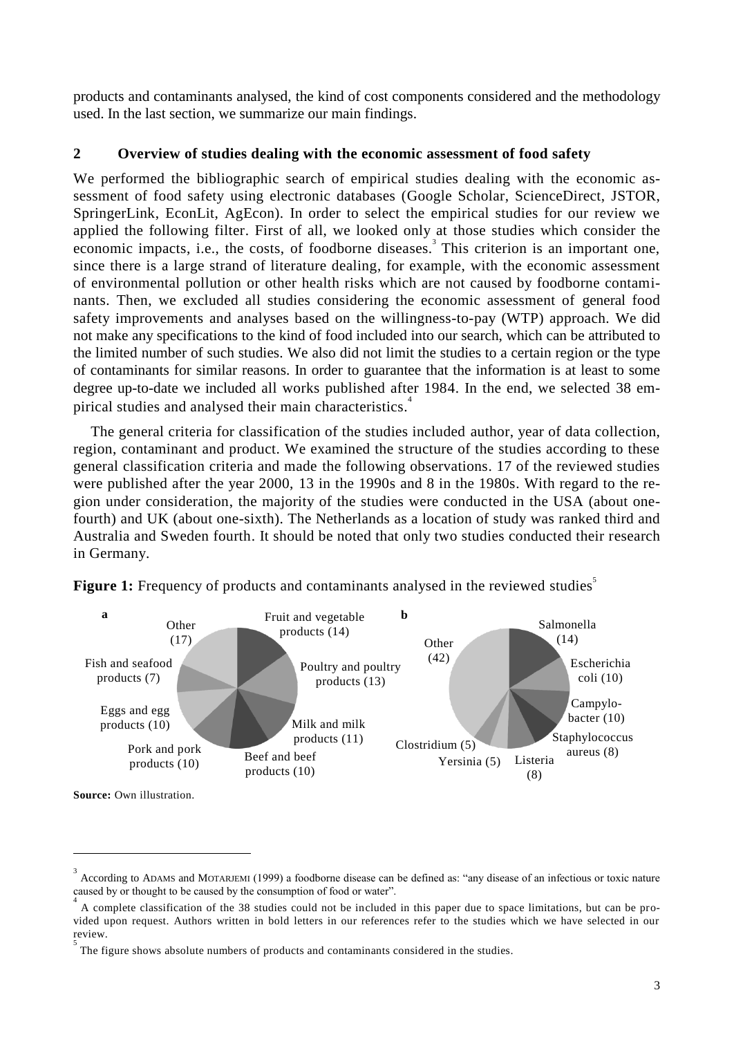products and contaminants analysed, the kind of cost components considered and the methodology used. In the last section, we summarize our main findings.

## 2 Overview of studies dealing with the economic assessment of food safety

We performed the bibliographic search of empirical studies dealing with the economic assessment of food safety using electronic databases (Google Scholar, ScienceDirect, JSTOR, SpringerLink, EconLit, AgEcon). In order to select the empirical studies for our review we applied the following filter. First of all, we looked only at those studies which consider the economic impacts, i.e., the costs, of foodborne diseases.[3] This criterion is an important one, since there is a large strand of literature dealing, for example, with the economic assessment of environmental pollution or other health risks which are not caused by foodborne contaminants. Then, we excluded all studies considering the economic assessment of general food safety improvements and analyses based on the willingness-to-pay (WTP) approach. We did not make any specifications to the kind of food included into our search, which can be attributed to the limited number of such studies. We also did not limit the studies to a certain region or the type of contaminants for similar reasons. In order to guarantee that the information is at least to some degree up-to-date we included all works published after 1984. In the end, we selected 38 empirical studies and analysed their main characteristics.[4]

The general criteria for classification of the studies included author, year of data collection, region, contaminant and product. We examined the structure of the studies according to these general classification criteria and made the following observations. 17 of the reviewed studies were published after the year 2000, 13 in the 1990s and 8 in the 1980s. With regard to the region under consideration, the majority of the studies were conducted in the USA (about one-fourth) and UK (about one-sixth). The Netherlands as a location of study was ranked third and Australia and Sweden fourth. It should be noted that only two studies conducted their research in Germany.

**Figure 1:** Frequency of products and contaminants analysed in the reviewed studies[5]

**a**

- Fruit and vegetable products (14)
- Poultry and poultry products (13)
- Milk and milk products (11)
- Beef and beef products (10)
- Pork and pork products (10)
- Eggs and egg products (10)
- Fish and seafood products (7)
- Other (17)

**b**

- Salmonella (14)
- Escherichia coli (10)
- Campylobacter (10)
- Staphylococcus aureus (8)
- Listeria (8)
- Yersinia (5)
- Clostridium (5)
- Other (42)

**Source:** Own illustration.

---

[3] According to ADAMS and MOTARJEMI (1999) a foodborne disease can be defined as: "any disease of an infectious or toxic nature caused by or thought to be caused by the consumption of food or water".

[4] A complete classification of the 38 studies could not be included in this paper due to space limitations, but can be provided upon request. Authors written in bold letters in our references refer to the studies which we have selected in our review.

[5] The figure shows absolute numbers of products and contaminants considered in the studies.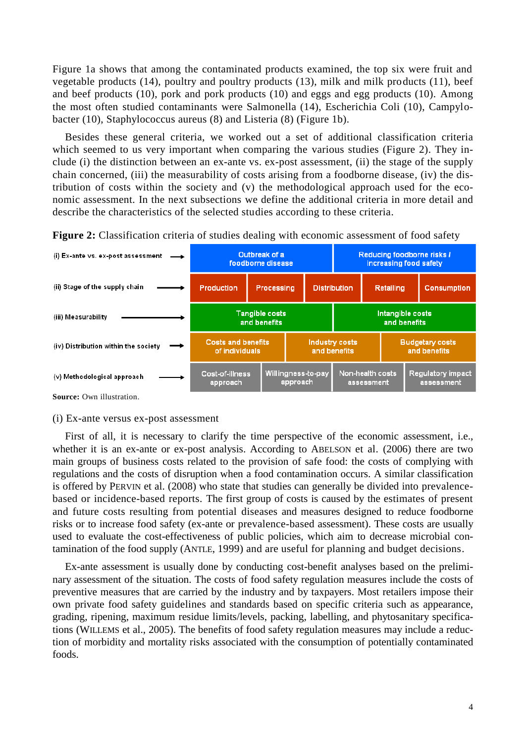Figure 1a shows that among the contaminated products examined, the top six were fruit and vegetable products (14), poultry and poultry products (13), milk and milk products (11), beef and beef products (10), pork and pork products (10) and eggs and egg products (10). Among the most often studied contaminants were Salmonella (14), Escherichia Coli (10), Campylobacter (10), Staphylococcus aureus (8) and Listeria (8) (Figure 1b).

Besides these general criteria, we worked out a set of additional classification criteria which seemed to us very important when comparing the various studies (Figure 2). They include (i) the distinction between an ex-ante vs. ex-post assessment, (ii) the stage of the supply chain concerned, (iii) the measurability of costs arising from a foodborne disease, (iv) the distribution of costs within the society and (v) the methodological approach used for the economic assessment. In the next subsections we define the additional criteria in more detail and describe the characteristics of the selected studies according to these criteria.

**Figure 2:** Classification criteria of studies dealing with economic assessment of food safety

| Criterion | | | | | |
|---|---|---|---|---|---|
| (i) Ex-ante vs. ex-post assessment → | Outbreak of a foodborne disease | | Reducing foodborne risks / increasing food safety | | |
| (ii) Stage of the supply chain → | Production | Processing | Distribution | Retailing | Consumption |
| (iii) Measurability → | Tangible costs and benefits | | Intangible costs and benefits | | |
| (iv) Distribution within the society → | Costs and benefits of individuals | Industry costs and benefits | Budgetary costs and benefits | | |
| (v) Methodological approach → | Cost-of-illness approach | Willingness-to-pay approach | Non-health costs assessment | Regulatory impact assessment | |

**Source:** Own illustration.

(i) Ex-ante versus ex-post assessment

First of all, it is necessary to clarify the time perspective of the economic assessment, i.e., whether it is an ex-ante or ex-post analysis. According to ABELSON et al. (2006) there are two main groups of business costs related to the provision of safe food: the costs of complying with regulations and the costs of disruption when a food contamination occurs. A similar classification is offered by PERVIN et al. (2008) who state that studies can generally be divided into prevalence-based or incidence-based reports. The first group of costs is caused by the estimates of present and future costs resulting from potential diseases and measures designed to reduce foodborne risks or to increase food safety (ex-ante or prevalence-based assessment). These costs are usually used to evaluate the cost-effectiveness of public policies, which aim to decrease microbial contamination of the food supply (ANTLE, 1999) and are useful for planning and budget decisions.

Ex-ante assessment is usually done by conducting cost-benefit analyses based on the preliminary assessment of the situation. The costs of food safety regulation measures include the costs of preventive measures that are carried by the industry and by taxpayers. Most retailers impose their own private food safety guidelines and standards based on specific criteria such as appearance, grading, ripening, maximum residue limits/levels, packing, labelling, and phytosanitary specifications (WILLEMS et al., 2005). The benefits of food safety regulation measures may include a reduction of morbidity and mortality risks associated with the consumption of potentially contaminated foods.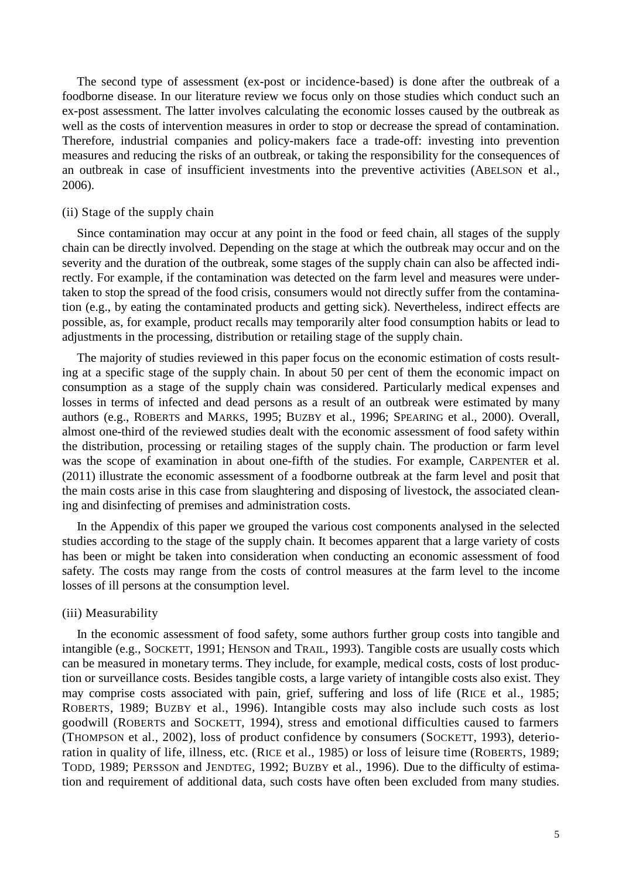The second type of assessment (ex-post or incidence-based) is done after the outbreak of a foodborne disease. In our literature review we focus only on those studies which conduct such an ex-post assessment. The latter involves calculating the economic losses caused by the outbreak as well as the costs of intervention measures in order to stop or decrease the spread of contamination. Therefore, industrial companies and policy-makers face a trade-off: investing into prevention measures and reducing the risks of an outbreak, or taking the responsibility for the consequences of an outbreak in case of insufficient investments into the preventive activities (ABELSON et al., 2006).

(ii) Stage of the supply chain

Since contamination may occur at any point in the food or feed chain, all stages of the supply chain can be directly involved. Depending on the stage at which the outbreak may occur and on the severity and the duration of the outbreak, some stages of the supply chain can also be affected indirectly. For example, if the contamination was detected on the farm level and measures were undertaken to stop the spread of the food crisis, consumers would not directly suffer from the contamination (e.g., by eating the contaminated products and getting sick). Nevertheless, indirect effects are possible, as, for example, product recalls may temporarily alter food consumption habits or lead to adjustments in the processing, distribution or retailing stage of the supply chain.

The majority of studies reviewed in this paper focus on the economic estimation of costs resulting at a specific stage of the supply chain. In about 50 per cent of them the economic impact on consumption as a stage of the supply chain was considered. Particularly medical expenses and losses in terms of infected and dead persons as a result of an outbreak were estimated by many authors (e.g., ROBERTS and MARKS, 1995; BUZBY et al., 1996; SPEARING et al., 2000). Overall, almost one-third of the reviewed studies dealt with the economic assessment of food safety within the distribution, processing or retailing stages of the supply chain. The production or farm level was the scope of examination in about one-fifth of the studies. For example, CARPENTER et al. (2011) illustrate the economic assessment of a foodborne outbreak at the farm level and posit that the main costs arise in this case from slaughtering and disposing of livestock, the associated cleaning and disinfecting of premises and administration costs.

In the Appendix of this paper we grouped the various cost components analysed in the selected studies according to the stage of the supply chain. It becomes apparent that a large variety of costs has been or might be taken into consideration when conducting an economic assessment of food safety. The costs may range from the costs of control measures at the farm level to the income losses of ill persons at the consumption level.

(iii) Measurability

In the economic assessment of food safety, some authors further group costs into tangible and intangible (e.g., SOCKETT, 1991; HENSON and TRAIL, 1993). Tangible costs are usually costs which can be measured in monetary terms. They include, for example, medical costs, costs of lost production or surveillance costs. Besides tangible costs, a large variety of intangible costs also exist. They may comprise costs associated with pain, grief, suffering and loss of life (RICE et al., 1985; ROBERTS, 1989; BUZBY et al., 1996). Intangible costs may also include such costs as lost goodwill (ROBERTS and SOCKETT, 1994), stress and emotional difficulties caused to farmers (THOMPSON et al., 2002), loss of product confidence by consumers (SOCKETT, 1993), deterioration in quality of life, illness, etc. (RICE et al., 1985) or loss of leisure time (ROBERTS, 1989; TODD, 1989; PERSSON and JENDTEG, 1992; BUZBY et al., 1996). Due to the difficulty of estimation and requirement of additional data, such costs have often been excluded from many studies.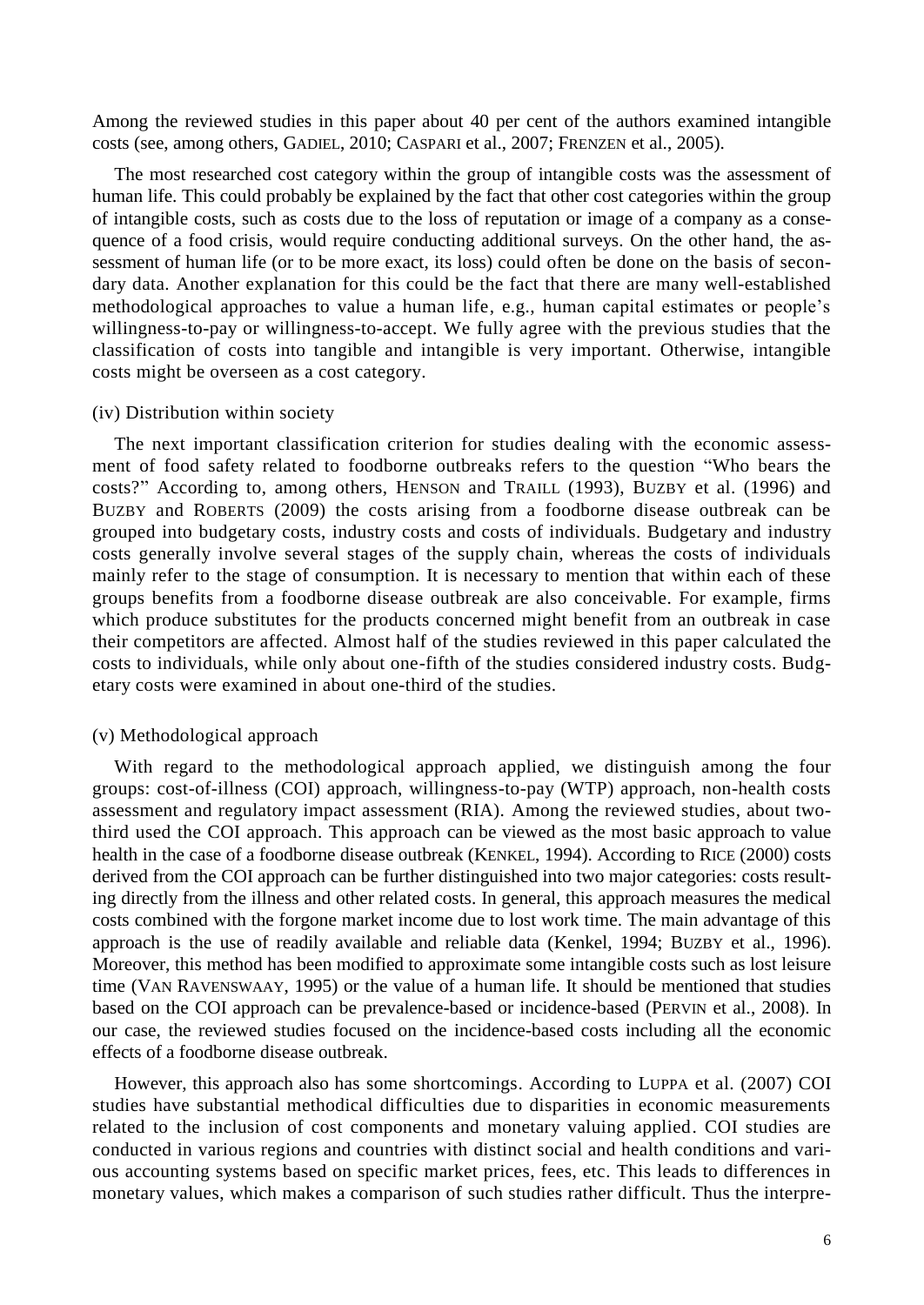Among the reviewed studies in this paper about 40 per cent of the authors examined intangible costs (see, among others, GADIEL, 2010; CASPARI et al., 2007; FRENZEN et al., 2005).

The most researched cost category within the group of intangible costs was the assessment of human life. This could probably be explained by the fact that other cost categories within the group of intangible costs, such as costs due to the loss of reputation or image of a company as a consequence of a food crisis, would require conducting additional surveys. On the other hand, the assessment of human life (or to be more exact, its loss) could often be done on the basis of secondary data. Another explanation for this could be the fact that there are many well-established methodological approaches to value a human life, e.g., human capital estimates or people's willingness-to-pay or willingness-to-accept. We fully agree with the previous studies that the classification of costs into tangible and intangible is very important. Otherwise, intangible costs might be overseen as a cost category.

(iv) Distribution within society

The next important classification criterion for studies dealing with the economic assessment of food safety related to foodborne outbreaks refers to the question "Who bears the costs?" According to, among others, HENSON and TRAILL (1993), BUZBY et al. (1996) and BUZBY and ROBERTS (2009) the costs arising from a foodborne disease outbreak can be grouped into budgetary costs, industry costs and costs of individuals. Budgetary and industry costs generally involve several stages of the supply chain, whereas the costs of individuals mainly refer to the stage of consumption. It is necessary to mention that within each of these groups benefits from a foodborne disease outbreak are also conceivable. For example, firms which produce substitutes for the products concerned might benefit from an outbreak in case their competitors are affected. Almost half of the studies reviewed in this paper calculated the costs to individuals, while only about one-fifth of the studies considered industry costs. Budgetary costs were examined in about one-third of the studies.

(v) Methodological approach

With regard to the methodological approach applied, we distinguish among the four groups: cost-of-illness (COI) approach, willingness-to-pay (WTP) approach, non-health costs assessment and regulatory impact assessment (RIA). Among the reviewed studies, about two-third used the COI approach. This approach can be viewed as the most basic approach to value health in the case of a foodborne disease outbreak (KENKEL, 1994). According to RICE (2000) costs derived from the COI approach can be further distinguished into two major categories: costs resulting directly from the illness and other related costs. In general, this approach measures the medical costs combined with the forgone market income due to lost work time. The main advantage of this approach is the use of readily available and reliable data (Kenkel, 1994; BUZBY et al., 1996). Moreover, this method has been modified to approximate some intangible costs such as lost leisure time (VAN RAVENSWAAY, 1995) or the value of a human life. It should be mentioned that studies based on the COI approach can be prevalence-based or incidence-based (PERVIN et al., 2008). In our case, the reviewed studies focused on the incidence-based costs including all the economic effects of a foodborne disease outbreak.

However, this approach also has some shortcomings. According to LUPPA et al. (2007) COI studies have substantial methodical difficulties due to disparities in economic measurements related to the inclusion of cost components and monetary valuing applied. COI studies are conducted in various regions and countries with distinct social and health conditions and various accounting systems based on specific market prices, fees, etc. This leads to differences in monetary values, which makes a comparison of such studies rather difficult. Thus the interpre-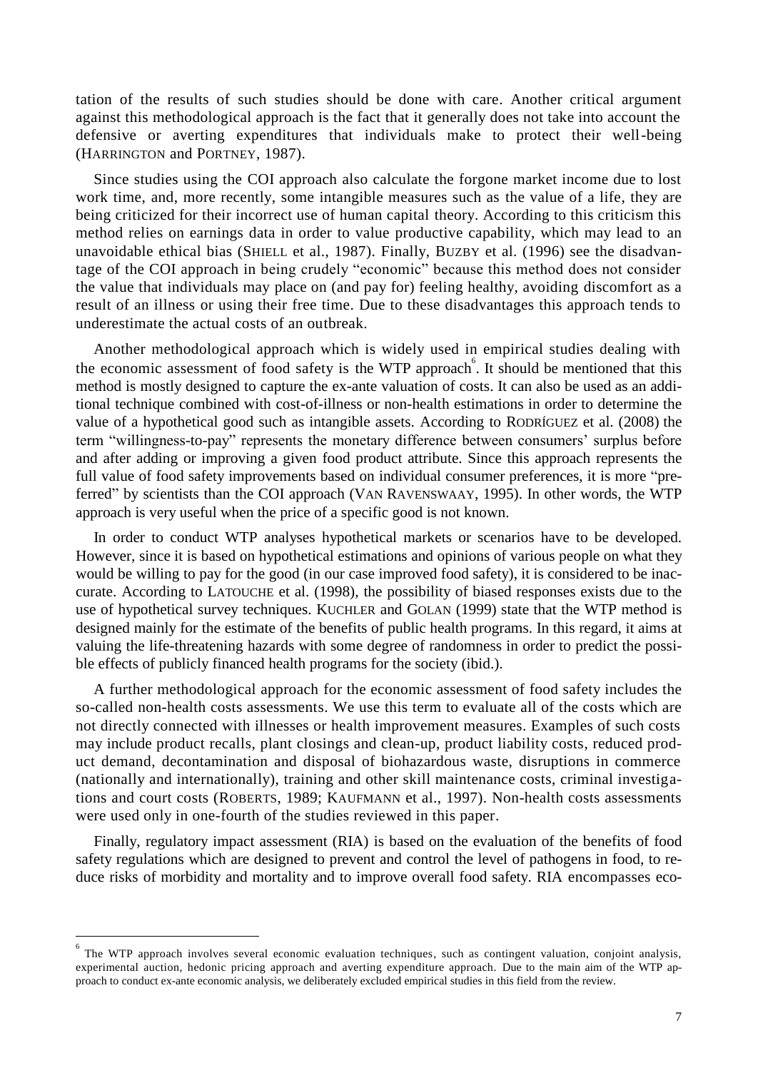tation of the results of such studies should be done with care. Another critical argument against this methodological approach is the fact that it generally does not take into account the defensive or averting expenditures that individuals make to protect their well-being (HARRINGTON and PORTNEY, 1987).

Since studies using the COI approach also calculate the forgone market income due to lost work time, and, more recently, some intangible measures such as the value of a life, they are being criticized for their incorrect use of human capital theory. According to this criticism this method relies on earnings data in order to value productive capability, which may lead to an unavoidable ethical bias (SHIELL et al., 1987). Finally, BUZBY et al. (1996) see the disadvantage of the COI approach in being crudely "economic" because this method does not consider the value that individuals may place on (and pay for) feeling healthy, avoiding discomfort as a result of an illness or using their free time. Due to these disadvantages this approach tends to underestimate the actual costs of an outbreak.

Another methodological approach which is widely used in empirical studies dealing with the economic assessment of food safety is the WTP approach[6]. It should be mentioned that this method is mostly designed to capture the ex-ante valuation of costs. It can also be used as an additional technique combined with cost-of-illness or non-health estimations in order to determine the value of a hypothetical good such as intangible assets. According to RODRÍGUEZ et al. (2008) the term "willingness-to-pay" represents the monetary difference between consumers' surplus before and after adding or improving a given food product attribute. Since this approach represents the full value of food safety improvements based on individual consumer preferences, it is more "preferred" by scientists than the COI approach (VAN RAVENSWAAY, 1995). In other words, the WTP approach is very useful when the price of a specific good is not known.

In order to conduct WTP analyses hypothetical markets or scenarios have to be developed. However, since it is based on hypothetical estimations and opinions of various people on what they would be willing to pay for the good (in our case improved food safety), it is considered to be inaccurate. According to LATOUCHE et al. (1998), the possibility of biased responses exists due to the use of hypothetical survey techniques. KUCHLER and GOLAN (1999) state that the WTP method is designed mainly for the estimate of the benefits of public health programs. In this regard, it aims at valuing the life-threatening hazards with some degree of randomness in order to predict the possible effects of publicly financed health programs for the society (ibid.).

A further methodological approach for the economic assessment of food safety includes the so-called non-health costs assessments. We use this term to evaluate all of the costs which are not directly connected with illnesses or health improvement measures. Examples of such costs may include product recalls, plant closings and clean-up, product liability costs, reduced product demand, decontamination and disposal of biohazardous waste, disruptions in commerce (nationally and internationally), training and other skill maintenance costs, criminal investigations and court costs (ROBERTS, 1989; KAUFMANN et al., 1997). Non-health costs assessments were used only in one-fourth of the studies reviewed in this paper.

Finally, regulatory impact assessment (RIA) is based on the evaluation of the benefits of food safety regulations which are designed to prevent and control the level of pathogens in food, to reduce risks of morbidity and mortality and to improve overall food safety. RIA encompasses eco-

---

[6] The WTP approach involves several economic evaluation techniques, such as contingent valuation, conjoint analysis, experimental auction, hedonic pricing approach and averting expenditure approach. Due to the main aim of the WTP approach to conduct ex-ante economic analysis, we deliberately excluded empirical studies in this field from the review.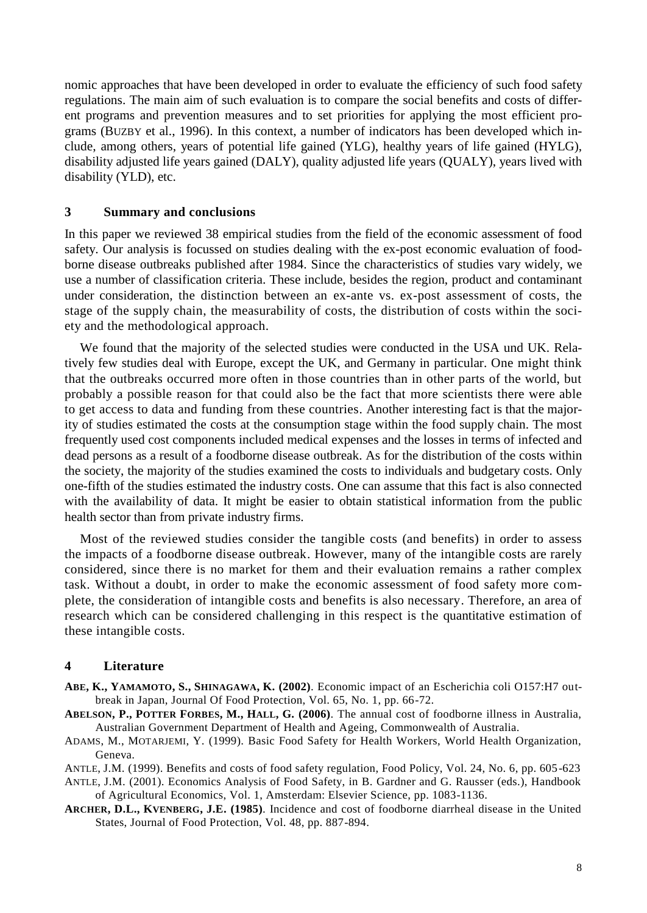nomic approaches that have been developed in order to evaluate the efficiency of such food safety regulations. The main aim of such evaluation is to compare the social benefits and costs of different programs and prevention measures and to set priorities for applying the most efficient programs (BUZBY et al., 1996). In this context, a number of indicators has been developed which include, among others, years of potential life gained (YLG), healthy years of life gained (HYLG), disability adjusted life years gained (DALY), quality adjusted life years (QUALY), years lived with disability (YLD), etc.

## 3 Summary and conclusions

In this paper we reviewed 38 empirical studies from the field of the economic assessment of food safety. Our analysis is focussed on studies dealing with the ex-post economic evaluation of foodborne disease outbreaks published after 1984. Since the characteristics of studies vary widely, we use a number of classification criteria. These include, besides the region, product and contaminant under consideration, the distinction between an ex-ante vs. ex-post assessment of costs, the stage of the supply chain, the measurability of costs, the distribution of costs within the society and the methodological approach.

We found that the majority of the selected studies were conducted in the USA und UK. Relatively few studies deal with Europe, except the UK, and Germany in particular. One might think that the outbreaks occurred more often in those countries than in other parts of the world, but probably a possible reason for that could also be the fact that more scientists there were able to get access to data and funding from these countries. Another interesting fact is that the majority of studies estimated the costs at the consumption stage within the food supply chain. The most frequently used cost components included medical expenses and the losses in terms of infected and dead persons as a result of a foodborne disease outbreak. As for the distribution of the costs within the society, the majority of the studies examined the costs to individuals and budgetary costs. Only one-fifth of the studies estimated the industry costs. One can assume that this fact is also connected with the availability of data. It might be easier to obtain statistical information from the public health sector than from private industry firms.

Most of the reviewed studies consider the tangible costs (and benefits) in order to assess the impacts of a foodborne disease outbreak. However, many of the intangible costs are rarely considered, since there is no market for them and their evaluation remains a rather complex task. Without a doubt, in order to make the economic assessment of food safety more complete, the consideration of intangible costs and benefits is also necessary. Therefore, an area of research which can be considered challenging in this respect is the quantitative estimation of these intangible costs.

## 4 Literature

**ABE, K., YAMAMOTO, S., SHINAGAWA, K. (2002)**. Economic impact of an Escherichia coli O157:H7 outbreak in Japan, Journal Of Food Protection, Vol. 65, No. 1, pp. 66-72.

**ABELSON, P., POTTER FORBES, M., HALL, G. (2006)**. The annual cost of foodborne illness in Australia, Australian Government Department of Health and Ageing, Commonwealth of Australia.

ADAMS, M., MOTARJEMI, Y. (1999). Basic Food Safety for Health Workers, World Health Organization, Geneva.

ANTLE, J.M. (1999). Benefits and costs of food safety regulation, Food Policy, Vol. 24, No. 6, pp. 605-623

ANTLE, J.M. (2001). Economics Analysis of Food Safety, in B. Gardner and G. Rausser (eds.), Handbook of Agricultural Economics, Vol. 1, Amsterdam: Elsevier Science, pp. 1083-1136.

**ARCHER, D.L., KVENBERG, J.E. (1985)**. Incidence and cost of foodborne diarrheal disease in the United States, Journal of Food Protection, Vol. 48, pp. 887-894.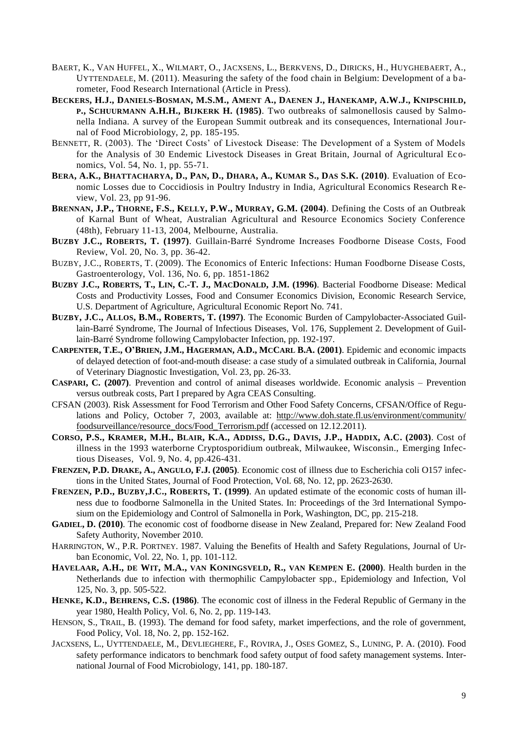BAERT, K., VAN HUFFEL, X., WILMART, O., JACXSENS, L., BERKVENS, D., DIRICKS, H., HUYGHEBAERT, A., UYTTENDAELE, M. (2011). Measuring the safety of the food chain in Belgium: Development of a barometer, Food Research International (Article in Press).

**BECKERS, H.J., DANIELS-BOSMAN, M.S.M., AMENT A., DAENEN J., HANEKAMP, A.W.J., KNIPSCHILD, P., SCHUURMANN A.H.H., BIJKERK H. (1985)**. Two outbreaks of salmonellosis caused by Salmonella Indiana. A survey of the European Summit outbreak and its consequences, International Journal of Food Microbiology, 2, pp. 185-195.

BENNETT, R. (2003). The 'Direct Costs' of Livestock Disease: The Development of a System of Models for the Analysis of 30 Endemic Livestock Diseases in Great Britain, Journal of Agricultural Economics, Vol. 54, No. 1, pp. 55-71.

**BERA, A.K., BHATTACHARYA, D., PAN, D., DHARA, A., KUMAR S., DAS S.K. (2010)**. Evaluation of Economic Losses due to Coccidiosis in Poultry Industry in India, Agricultural Economics Research Review, Vol. 23, pp 91-96.

**BRENNAN, J.P., THORNE, F.S., KELLY, P.W., MURRAY, G.M. (2004)**. Defining the Costs of an Outbreak of Karnal Bunt of Wheat, Australian Agricultural and Resource Economics Society Conference (48th), February 11-13, 2004, Melbourne, Australia.

**BUZBY J.C., ROBERTS, T. (1997)**. Guillain-Barré Syndrome Increases Foodborne Disease Costs, Food Review, Vol. 20, No. 3, pp. 36-42.

BUZBY, J.C., ROBERTS, T. (2009). The Economics of Enteric Infections: Human Foodborne Disease Costs, Gastroenterology, Vol. 136, No. 6, pp. 1851-1862

**BUZBY J.C., ROBERTS, T., LIN, C.-T. J., MACDONALD, J.M. (1996)**. Bacterial Foodborne Disease: Medical Costs and Productivity Losses, Food and Consumer Economics Division, Economic Research Service, U.S. Department of Agriculture, Agricultural Economic Report No. 741.

**BUZBY, J.C., ALLOS, B.M., ROBERTS, T. (1997)**. The Economic Burden of Campylobacter-Associated Guillain-Barré Syndrome, The Journal of Infectious Diseases, Vol. 176, Supplement 2. Development of Guillain-Barré Syndrome following Campylobacter Infection, pp. 192-197.

**CARPENTER, T.E., O'BRIEN, J.M., HAGERMAN, A.D., MCCARL B.A. (2001)**. Epidemic and economic impacts of delayed detection of foot-and-mouth disease: a case study of a simulated outbreak in California, Journal of Veterinary Diagnostic Investigation, Vol. 23, pp. 26-33.

**CASPARI, C. (2007)**. Prevention and control of animal diseases worldwide. Economic analysis – Prevention versus outbreak costs, Part I prepared by Agra CEAS Consulting.

CFSAN (2003). Risk Assessment for Food Terrorism and Other Food Safety Concerns, CFSAN/Office of Regulations and Policy, October 7, 2003, available at: http://www.doh.state.fl.us/environment/community/foodsurveillance/resource_docs/Food_Terrorism.pdf (accessed on 12.12.2011).

**CORSO, P.S., KRAMER, M.H., BLAIR, K.A., ADDISS, D.G., DAVIS, J.P., HADDIX, A.C. (2003)**. Cost of illness in the 1993 waterborne Cryptosporidium outbreak, Milwaukee, Wisconsin., Emerging Infectious Diseases, Vol. 9, No. 4, pp.426-431.

**FRENZEN, P.D. DRAKE, A., ANGULO, F.J. (2005)**. Economic cost of illness due to Escherichia coli O157 infections in the United States, Journal of Food Protection, Vol. 68, No. 12, pp. 2623-2630.

**FRENZEN, P.D., BUZBY,J.C., ROBERTS, T. (1999)**. An updated estimate of the economic costs of human illness due to foodborne Salmonella in the United States. In: Proceedings of the 3rd International Symposium on the Epidemiology and Control of Salmonella in Pork, Washington, DC, pp. 215-218.

**GADIEL, D. (2010)**. The economic cost of foodborne disease in New Zealand, Prepared for: New Zealand Food Safety Authority, November 2010.

HARRINGTON, W., P.R. PORTNEY. 1987. Valuing the Benefits of Health and Safety Regulations, Journal of Urban Economic, Vol. 22, No. 1, pp. 101-112.

**HAVELAAR, A.H., DE WIT, M.A., VAN KONINGSVELD, R., VAN KEMPEN E. (2000)**. Health burden in the Netherlands due to infection with thermophilic Campylobacter spp., Epidemiology and Infection, Vol 125, No. 3, pp. 505-522.

**HENKE, K.D., BEHRENS, C.S. (1986)**. The economic cost of illness in the Federal Republic of Germany in the year 1980, Health Policy, Vol. 6, No. 2, pp. 119-143.

HENSON, S., TRAIL, B. (1993). The demand for food safety, market imperfections, and the role of government, Food Policy, Vol. 18, No. 2, pp. 152-162.

JACXSENS, L., UYTTENDAELE, M., DEVLIEGHERE, F., ROVIRA, J., OSES GOMEZ, S., LUNING, P. A. (2010). Food safety performance indicators to benchmark food safety output of food safety management systems. International Journal of Food Microbiology, 141, pp. 180-187.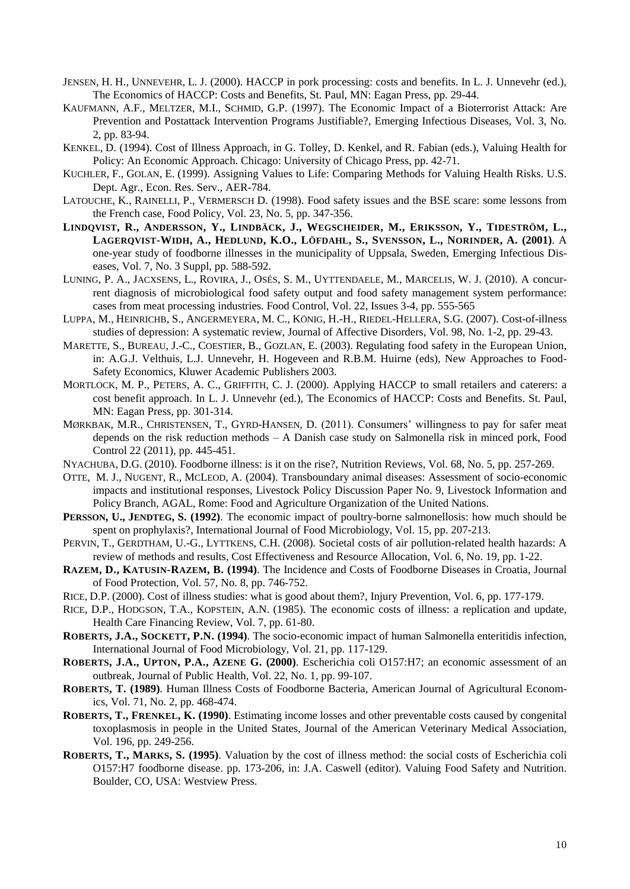JENSEN, H. H., UNNEVEHR, L. J. (2000). HACCP in pork processing: costs and benefits. In L. J. Unnevehr (ed.), The Economics of HACCP: Costs and Benefits, St. Paul, MN: Eagan Press, pp. 29-44.

KAUFMANN, A.F., MELTZER, M.I., SCHMID, G.P. (1997). The Economic Impact of a Bioterrorist Attack: Are Prevention and Postattack Intervention Programs Justifiable?, Emerging Infectious Diseases, Vol. 3, No. 2, pp. 83-94.

KENKEL, D. (1994). Cost of Illness Approach, in G. Tolley, D. Kenkel, and R. Fabian (eds.), Valuing Health for Policy: An Economic Approach. Chicago: University of Chicago Press, pp. 42-71.

KUCHLER, F., GOLAN, E. (1999). Assigning Values to Life: Comparing Methods for Valuing Health Risks. U.S. Dept. Agr., Econ. Res. Serv., AER-784.

LATOUCHE, K., RAINELLI, P., VERMERSCH D. (1998). Food safety issues and the BSE scare: some lessons from the French case, Food Policy, Vol. 23, No. 5, pp. 347-356.

**LINDQVIST, R., ANDERSSON, Y., LINDBÄCK, J., WEGSCHEIDER, M., ERIKSSON, Y., TIDESTRÖM, L., LAGERQVIST-WIDH, A., HEDLUND, K.O., LÖFDAHL, S., SVENSSON, L., NORINDER, A. (2001)**. A one-year study of foodborne illnesses in the municipality of Uppsala, Sweden, Emerging Infectious Diseases, Vol. 7, No. 3 Suppl, pp. 588-592.

LUNING, P. A., JACXSENS, L., ROVIRA, J., OSÉS, S. M., UYTTENDAELE, M., MARCELIS, W. J. (2010). A concurrent diagnosis of microbiological food safety output and food safety management system performance: cases from meat processing industries. Food Control, Vol. 22, Issues 3-4, pp. 555-565

LUPPA, M., HEINRICHB, S., ANGERMEYERA, M. C., KÖNIG, H.-H., RIEDEL-HELLERA, S.G. (2007). Cost-of-illness studies of depression: A systematic review, Journal of Affective Disorders, Vol. 98, No. 1-2, pp. 29-43.

MARETTE, S., BUREAU, J.-C., COESTIER, B., GOZLAN, E. (2003). Regulating food safety in the European Union, in: A.G.J. Velthuis, L.J. Unnevehr, H. Hogeveen and R.B.M. Huirne (eds), New Approaches to Food-Safety Economics, Kluwer Academic Publishers 2003.

MORTLOCK, M. P., PETERS, A. C., GRIFFITH, C. J. (2000). Applying HACCP to small retailers and caterers: a cost benefit approach. In L. J. Unnevehr (ed.), The Economics of HACCP: Costs and Benefits. St. Paul, MN: Eagan Press, pp. 301-314.

MØRKBAK, M.R., CHRISTENSEN, T., GYRD-HANSEN, D. (2011). Consumers' willingness to pay for safer meat depends on the risk reduction methods – A Danish case study on Salmonella risk in minced pork, Food Control 22 (2011), pp. 445-451.

NYACHUBA, D.G. (2010). Foodborne illness: is it on the rise?, Nutrition Reviews, Vol. 68, No. 5, pp. 257-269.

OTTE, M. J., NUGENT, R., MCLEOD, A. (2004). Transboundary animal diseases: Assessment of socio-economic impacts and institutional responses, Livestock Policy Discussion Paper No. 9, Livestock Information and Policy Branch, AGAL, Rome: Food and Agriculture Organization of the United Nations.

**PERSSON, U., JENDTEG, S. (1992)**. The economic impact of poultry-borne salmonellosis: how much should be spent on prophylaxis?, International Journal of Food Microbiology, Vol. 15, pp. 207-213.

PERVIN, T., GERDTHAM, U.-G., LYTTKENS, C.H. (2008). Societal costs of air pollution-related health hazards: A review of methods and results, Cost Effectiveness and Resource Allocation, Vol. 6, No. 19, pp. 1-22.

**RAZEM, D., KATUSIN-RAZEM, B. (1994)**. The Incidence and Costs of Foodborne Diseases in Croatia, Journal of Food Protection, Vol. 57, No. 8, pp. 746-752.

RICE, D.P. (2000). Cost of illness studies: what is good about them?, Injury Prevention, Vol. 6, pp. 177-179.

RICE, D.P., HODGSON, T.A., KOPSTEIN, A.N. (1985). The economic costs of illness: a replication and update, Health Care Financing Review, Vol. 7, pp. 61-80.

**ROBERTS, J.A., SOCKETT, P.N. (1994)**. The socio-economic impact of human Salmonella enteritidis infection, International Journal of Food Microbiology, Vol. 21, pp. 117-129.

**ROBERTS, J.A., UPTON, P.A., AZENE G. (2000)**. Escherichia coli O157:H7; an economic assessment of an outbreak, Journal of Public Health, Vol. 22, No. 1, pp. 99-107.

**ROBERTS, T. (1989)**. Human Illness Costs of Foodborne Bacteria, American Journal of Agricultural Economics, Vol. 71, No. 2, pp. 468-474.

**ROBERTS, T., FRENKEL, K. (1990)**. Estimating income losses and other preventable costs caused by congenital toxoplasmosis in people in the United States, Journal of the American Veterinary Medical Association, Vol. 196, pp. 249-256.

**ROBERTS, T., MARKS, S. (1995)**. Valuation by the cost of illness method: the social costs of Escherichia coli O157:H7 foodborne disease. pp. 173-206, in: J.A. Caswell (editor). Valuing Food Safety and Nutrition. Boulder, CO, USA: Westview Press.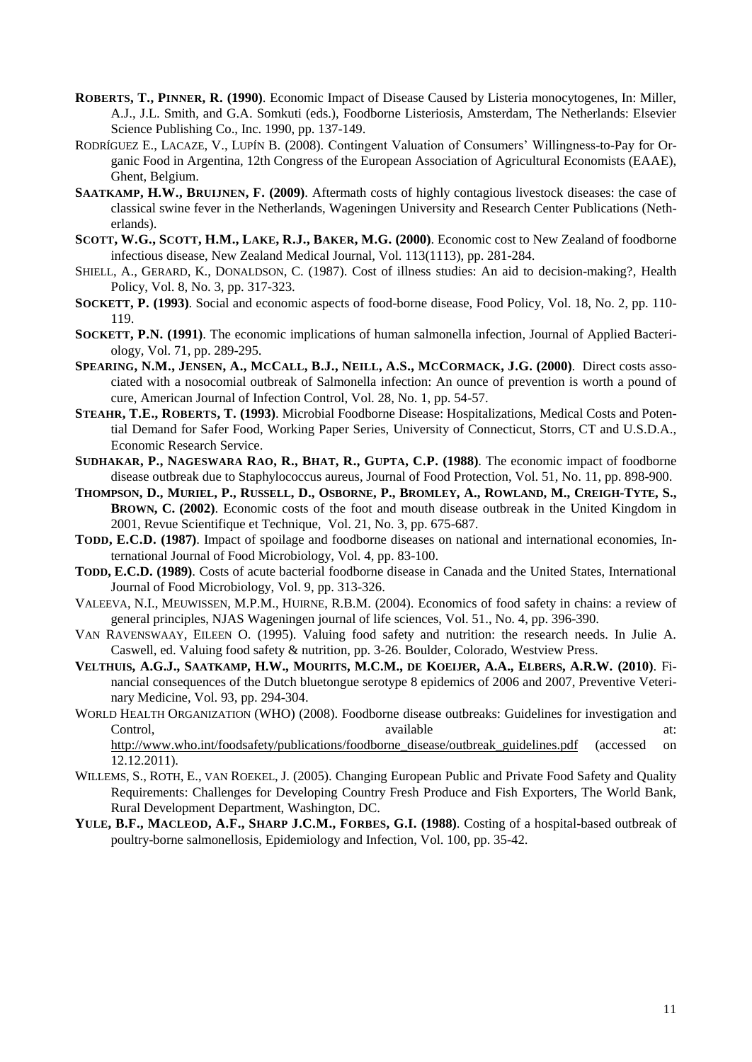**ROBERTS, T., PINNER, R. (1990)**. Economic Impact of Disease Caused by Listeria monocytogenes, In: Miller, A.J., J.L. Smith, and G.A. Somkuti (eds.), Foodborne Listeriosis, Amsterdam, The Netherlands: Elsevier Science Publishing Co., Inc. 1990, pp. 137-149.

RODRÍGUEZ E., LACAZE, V., LUPÍN B. (2008). Contingent Valuation of Consumers' Willingness-to-Pay for Organic Food in Argentina, 12th Congress of the European Association of Agricultural Economists (EAAE), Ghent, Belgium.

**SAATKAMP, H.W., BRUIJNEN, F. (2009)**. Aftermath costs of highly contagious livestock diseases: the case of classical swine fever in the Netherlands, Wageningen University and Research Center Publications (Netherlands).

**SCOTT, W.G., SCOTT, H.M., LAKE, R.J., BAKER, M.G. (2000)**. Economic cost to New Zealand of foodborne infectious disease, New Zealand Medical Journal, Vol. 113(1113), pp. 281-284.

SHIELL, A., GERARD, K., DONALDSON, C. (1987). Cost of illness studies: An aid to decision-making?, Health Policy, Vol. 8, No. 3, pp. 317-323.

**SOCKETT, P. (1993)**. Social and economic aspects of food-borne disease, Food Policy, Vol. 18, No. 2, pp. 110-119.

**SOCKETT, P.N. (1991)**. The economic implications of human salmonella infection, Journal of Applied Bacteriology, Vol. 71, pp. 289-295.

**SPEARING, N.M., JENSEN, A., MCCALL, B.J., NEILL, A.S., MCCORMACK, J.G. (2000)**. Direct costs associated with a nosocomial outbreak of Salmonella infection: An ounce of prevention is worth a pound of cure, American Journal of Infection Control, Vol. 28, No. 1, pp. 54-57.

**STEAHR, T.E., ROBERTS, T. (1993)**. Microbial Foodborne Disease: Hospitalizations, Medical Costs and Potential Demand for Safer Food, Working Paper Series, University of Connecticut, Storrs, CT and U.S.D.A., Economic Research Service.

**SUDHAKAR, P., NAGESWARA RAO, R., BHAT, R., GUPTA, C.P. (1988)**. The economic impact of foodborne disease outbreak due to Staphylococcus aureus, Journal of Food Protection, Vol. 51, No. 11, pp. 898-900.

**THOMPSON, D., MURIEL, P., RUSSELL, D., OSBORNE, P., BROMLEY, A., ROWLAND, M., CREIGH-TYTE, S., BROWN, C. (2002)**. Economic costs of the foot and mouth disease outbreak in the United Kingdom in 2001, Revue Scientifique et Technique, Vol. 21, No. 3, pp. 675-687.

**TODD, E.C.D. (1987)**. Impact of spoilage and foodborne diseases on national and international economies, International Journal of Food Microbiology, Vol. 4, pp. 83-100.

**TODD, E.C.D. (1989)**. Costs of acute bacterial foodborne disease in Canada and the United States, International Journal of Food Microbiology, Vol. 9, pp. 313-326.

VALEEVA, N.I., MEUWISSEN, M.P.M., HUIRNE, R.B.M. (2004). Economics of food safety in chains: a review of general principles, NJAS Wageningen journal of life sciences, Vol. 51., No. 4, pp. 396-390.

VAN RAVENSWAAY, EILEEN O. (1995). Valuing food safety and nutrition: the research needs. In Julie A. Caswell, ed. Valuing food safety & nutrition, pp. 3-26. Boulder, Colorado, Westview Press.

**VELTHUIS, A.G.J., SAATKAMP, H.W., MOURITS, M.C.M., DE KOEIJER, A.A., ELBERS, A.R.W. (2010)**. Financial consequences of the Dutch bluetongue serotype 8 epidemics of 2006 and 2007, Preventive Veterinary Medicine, Vol. 93, pp. 294-304.

WORLD HEALTH ORGANIZATION (WHO) (2008). Foodborne disease outbreaks: Guidelines for investigation and Control, available at: http://www.who.int/foodsafety/publications/foodborne_disease/outbreak_guidelines.pdf (accessed on 12.12.2011).

WILLEMS, S., ROTH, E., VAN ROEKEL, J. (2005). Changing European Public and Private Food Safety and Quality Requirements: Challenges for Developing Country Fresh Produce and Fish Exporters, The World Bank, Rural Development Department, Washington, DC.

**YULE, B.F., MACLEOD, A.F., SHARP J.C.M., FORBES, G.I. (1988)**. Costing of a hospital-based outbreak of poultry-borne salmonellosis, Epidemiology and Infection, Vol. 100, pp. 35-42.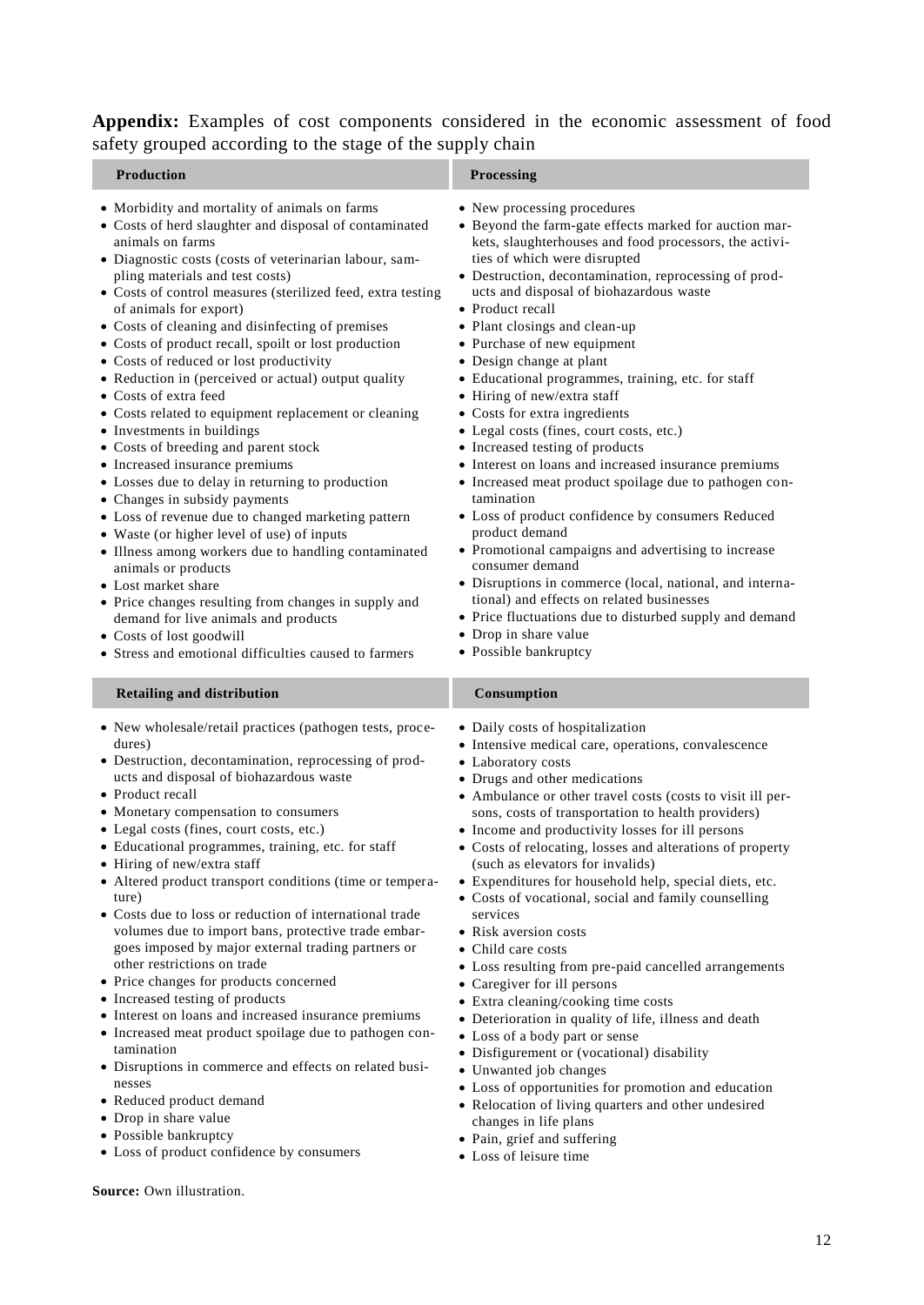**Appendix:** Examples of cost components considered in the economic assessment of food safety grouped according to the stage of the supply chain

### Production

- Morbidity and mortality of animals on farms
- Costs of herd slaughter and disposal of contaminated animals on farms
- Diagnostic costs (costs of veterinarian labour, sampling materials and test costs)
- Costs of control measures (sterilized feed, extra testing of animals for export)
- Costs of cleaning and disinfecting of premises
- Costs of product recall, spoilt or lost production
- Costs of reduced or lost productivity
- Reduction in (perceived or actual) output quality
- Costs of extra feed
- Costs related to equipment replacement or cleaning
- Investments in buildings
- Costs of breeding and parent stock
- Increased insurance premiums
- Losses due to delay in returning to production
- Changes in subsidy payments
- Loss of revenue due to changed marketing pattern
- Waste (or higher level of use) of inputs
- Illness among workers due to handling contaminated animals or products
- Lost market share
- Price changes resulting from changes in supply and demand for live animals and products
- Costs of lost goodwill
- Stress and emotional difficulties caused to farmers

### Processing

- New processing procedures
- Beyond the farm-gate effects marked for auction markets, slaughterhouses and food processors, the activities of which were disrupted
- Destruction, decontamination, reprocessing of products and disposal of biohazardous waste
- Product recall
- Plant closings and clean-up
- Purchase of new equipment
- Design change at plant
- Educational programmes, training, etc. for staff
- Hiring of new/extra staff
- Costs for extra ingredients
- Legal costs (fines, court costs, etc.)
- Increased testing of products
- Interest on loans and increased insurance premiums
- Increased meat product spoilage due to pathogen contamination
- Loss of product confidence by consumers Reduced product demand
- Promotional campaigns and advertising to increase consumer demand
- Disruptions in commerce (local, national, and international) and effects on related businesses
- Price fluctuations due to disturbed supply and demand
- Drop in share value
- Possible bankruptcy

### Retailing and distribution

- New wholesale/retail practices (pathogen tests, procedures)
- Destruction, decontamination, reprocessing of products and disposal of biohazardous waste
- Product recall
- Monetary compensation to consumers
- Legal costs (fines, court costs, etc.)
- Educational programmes, training, etc. for staff
- Hiring of new/extra staff
- Altered product transport conditions (time or temperature)
- Costs due to loss or reduction of international trade volumes due to import bans, protective trade embargoes imposed by major external trading partners or other restrictions on trade
- Price changes for products concerned
- Increased testing of products
- Interest on loans and increased insurance premiums
- Increased meat product spoilage due to pathogen contamination
- Disruptions in commerce and effects on related businesses
- Reduced product demand
- Drop in share value
- Possible bankruptcy
- Loss of product confidence by consumers

### Consumption

- Daily costs of hospitalization
- Intensive medical care, operations, convalescence
- Laboratory costs
- Drugs and other medications
- Ambulance or other travel costs (costs to visit ill persons, costs of transportation to health providers)
- Income and productivity losses for ill persons
- Costs of relocating, losses and alterations of property (such as elevators for invalids)
- Expenditures for household help, special diets, etc.
- Costs of vocational, social and family counselling services
- Risk aversion costs
- Child care costs
- Loss resulting from pre-paid cancelled arrangements
- Caregiver for ill persons
- Extra cleaning/cooking time costs
- Deterioration in quality of life, illness and death
- Loss of a body part or sense
- Disfigurement or (vocational) disability
- Unwanted job changes
- Loss of opportunities for promotion and education
- Relocation of living quarters and other undesired changes in life plans
- Pain, grief and suffering
- Loss of leisure time

**Source:** Own illustration.